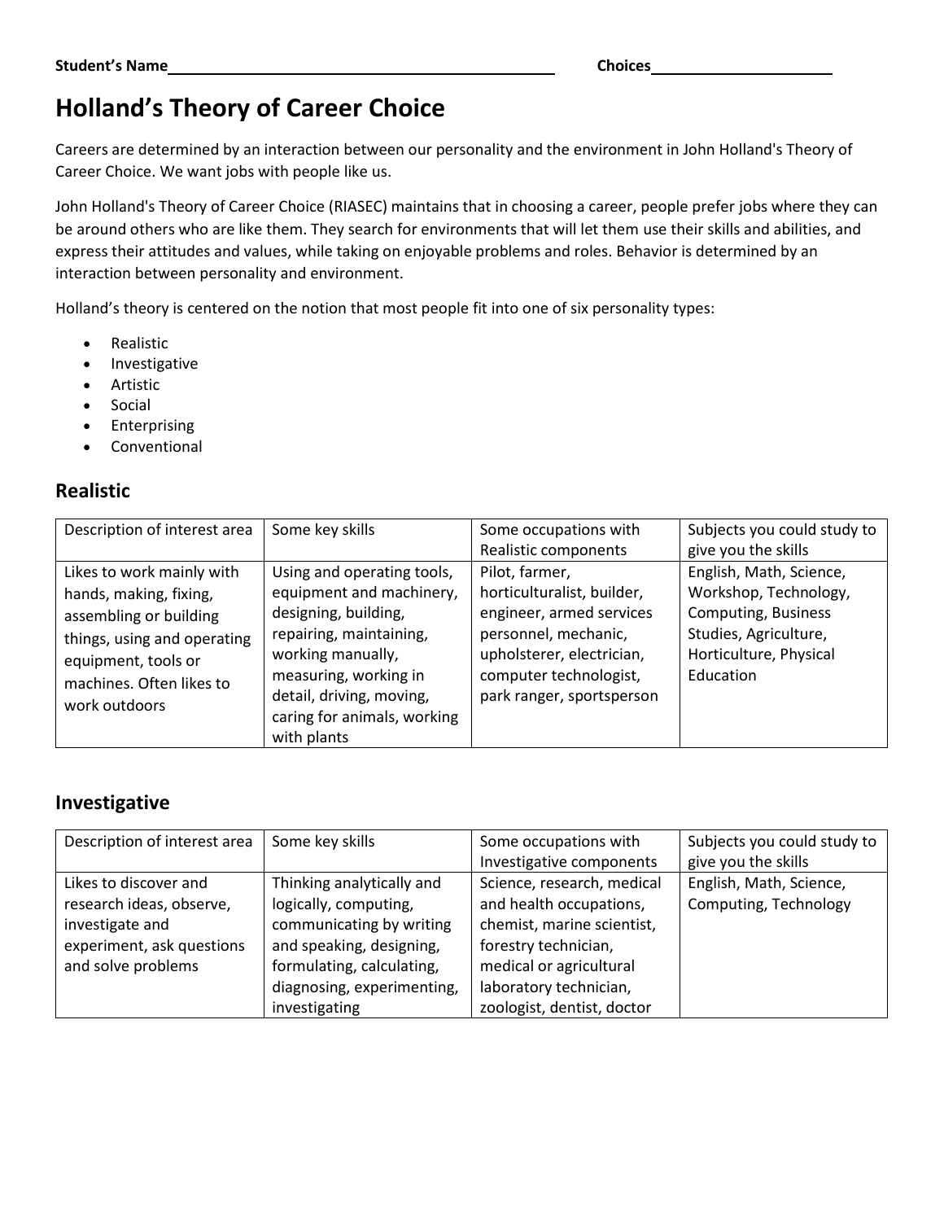**Student's Name**\_\_\_\_\_\_\_\_\_\_\_\_\_\_\_\_\_\_\_\_\_\_\_\_\_\_\_\_\_\_\_\_\_\_\_\_\_\_\_\_ **Choices**\_\_\_\_\_\_\_\_\_\_\_\_\_\_\_\_\_\_\_\_

# Holland's Theory of Career Choice

Careers are determined by an interaction between our personality and the environment in John Holland's Theory of Career Choice. We want jobs with people like us.

John Holland's Theory of Career Choice (RIASEC) maintains that in choosing a career, people prefer jobs where they can be around others who are like them. They search for environments that will let them use their skills and abilities, and express their attitudes and values, while taking on enjoyable problems and roles. Behavior is determined by an interaction between personality and environment.

Holland's theory is centered on the notion that most people fit into one of six personality types:

- Realistic
- Investigative
- Artistic
- Social
- Enterprising
- Conventional

## Realistic

| Description of interest area | Some key skills | Some occupations with Realistic components | Subjects you could study to give you the skills |
|---|---|---|---|
| Likes to work mainly with hands, making, fixing, assembling or building things, using and operating equipment, tools or machines. Often likes to work outdoors | Using and operating tools, equipment and machinery, designing, building, repairing, maintaining, working manually, measuring, working in detail, driving, moving, caring for animals, working with plants | Pilot, farmer, horticulturalist, builder, engineer, armed services personnel, mechanic, upholsterer, electrician, computer technologist, park ranger, sportsperson | English, Math, Science, Workshop, Technology, Computing, Business Studies, Agriculture, Horticulture, Physical Education |

## Investigative

| Description of interest area | Some key skills | Some occupations with Investigative components | Subjects you could study to give you the skills |
|---|---|---|---|
| Likes to discover and research ideas, observe, investigate and experiment, ask questions and solve problems | Thinking analytically and logically, computing, communicating by writing and speaking, designing, formulating, calculating, diagnosing, experimenting, investigating | Science, research, medical and health occupations, chemist, marine scientist, forestry technician, medical or agricultural laboratory technician, zoologist, dentist, doctor | English, Math, Science, Computing, Technology |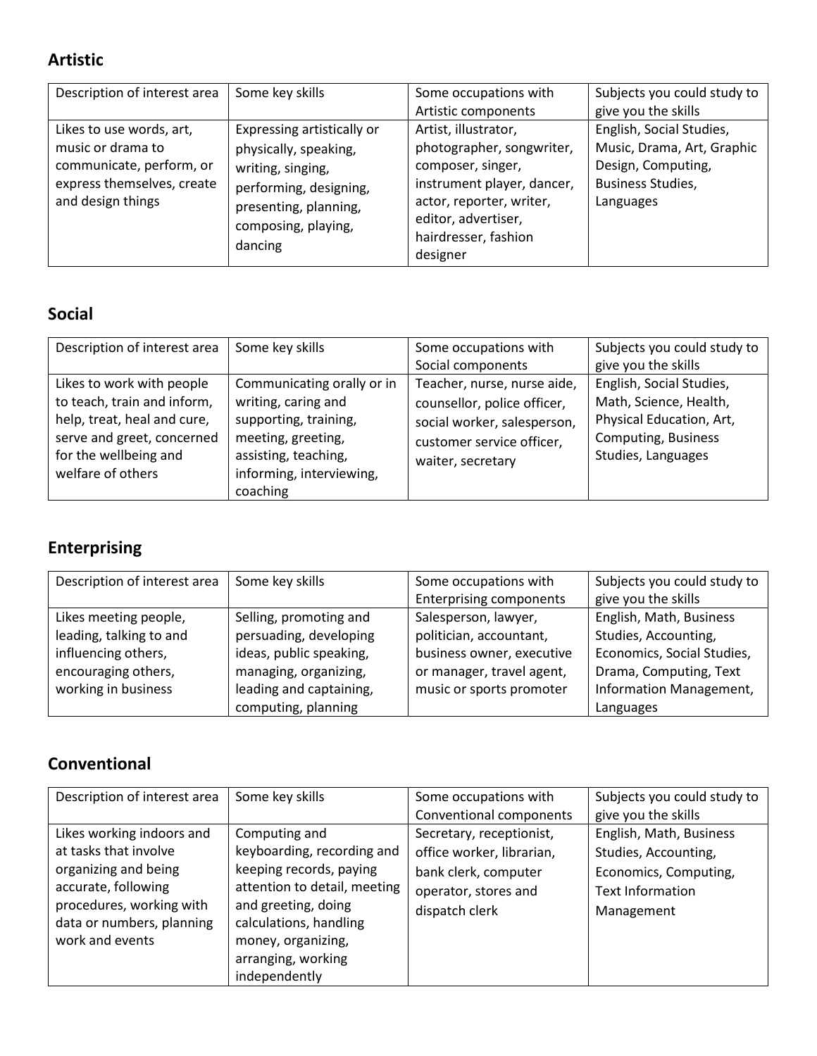## Artistic

| Description of interest area | Some key skills | Some occupations with Artistic components | Subjects you could study to give you the skills |
|---|---|---|---|
| Likes to use words, art, music or drama to communicate, perform, or express themselves, create and design things | Expressing artistically or physically, speaking, writing, singing, performing, designing, presenting, planning, composing, playing, dancing | Artist, illustrator, photographer, songwriter, composer, singer, instrument player, dancer, actor, reporter, writer, editor, advertiser, hairdresser, fashion designer | English, Social Studies, Music, Drama, Art, Graphic Design, Computing, Business Studies, Languages |

## Social

| Description of interest area | Some key skills | Some occupations with Social components | Subjects you could study to give you the skills |
|---|---|---|---|
| Likes to work with people to teach, train and inform, help, treat, heal and cure, serve and greet, concerned for the wellbeing and welfare of others | Communicating orally or in writing, caring and supporting, training, meeting, greeting, assisting, teaching, informing, interviewing, coaching | Teacher, nurse, nurse aide, counsellor, police officer, social worker, salesperson, customer service officer, waiter, secretary | English, Social Studies, Math, Science, Health, Physical Education, Art, Computing, Business Studies, Languages |

## Enterprising

| Description of interest area | Some key skills | Some occupations with Enterprising components | Subjects you could study to give you the skills |
|---|---|---|---|
| Likes meeting people, leading, talking to and influencing others, encouraging others, working in business | Selling, promoting and persuading, developing ideas, public speaking, managing, organizing, leading and captaining, computing, planning | Salesperson, lawyer, politician, accountant, business owner, executive or manager, travel agent, music or sports promoter | English, Math, Business Studies, Accounting, Economics, Social Studies, Drama, Computing, Text Information Management, Languages |

## Conventional

| Description of interest area | Some key skills | Some occupations with Conventional components | Subjects you could study to give you the skills |
|---|---|---|---|
| Likes working indoors and at tasks that involve organizing and being accurate, following procedures, working with data or numbers, planning work and events | Computing and keyboarding, recording and keeping records, paying attention to detail, meeting and greeting, doing calculations, handling money, organizing, arranging, working independently | Secretary, receptionist, office worker, librarian, bank clerk, computer operator, stores and dispatch clerk | English, Math, Business Studies, Accounting, Economics, Computing, Text Information Management |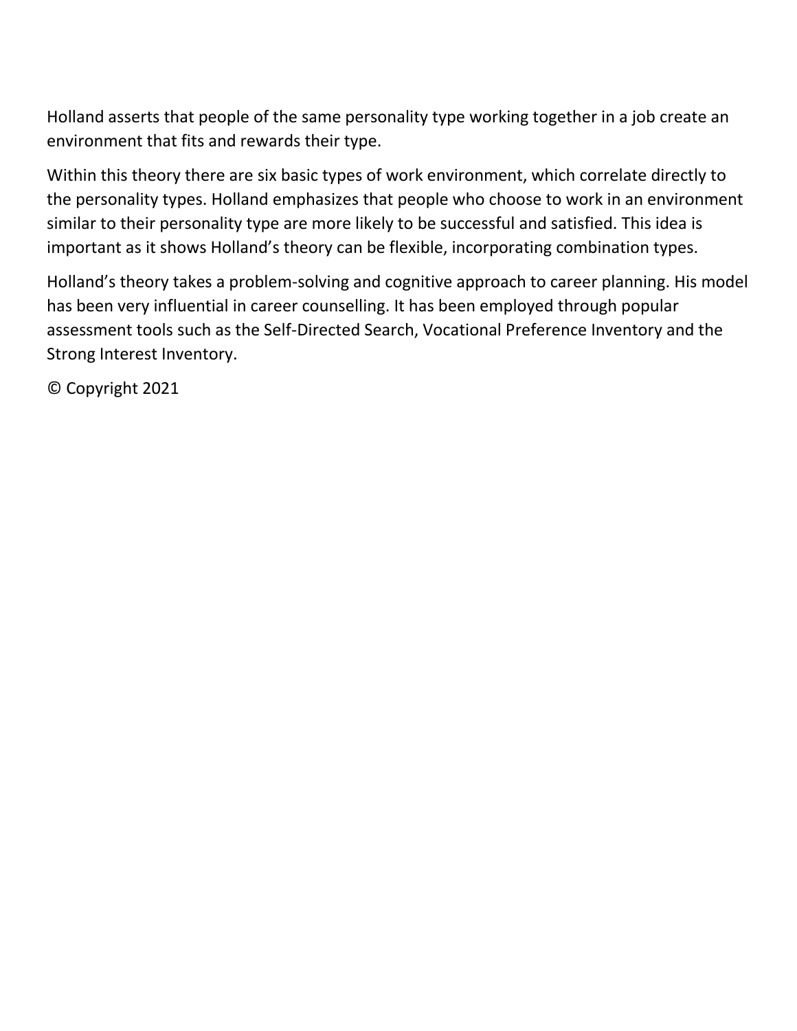Holland asserts that people of the same personality type working together in a job create an environment that fits and rewards their type.

Within this theory there are six basic types of work environment, which correlate directly to the personality types. Holland emphasizes that people who choose to work in an environment similar to their personality type are more likely to be successful and satisfied. This idea is important as it shows Holland's theory can be flexible, incorporating combination types.

Holland's theory takes a problem-solving and cognitive approach to career planning. His model has been very influential in career counselling. It has been employed through popular assessment tools such as the Self-Directed Search, Vocational Preference Inventory and the Strong Interest Inventory.

© Copyright 2021